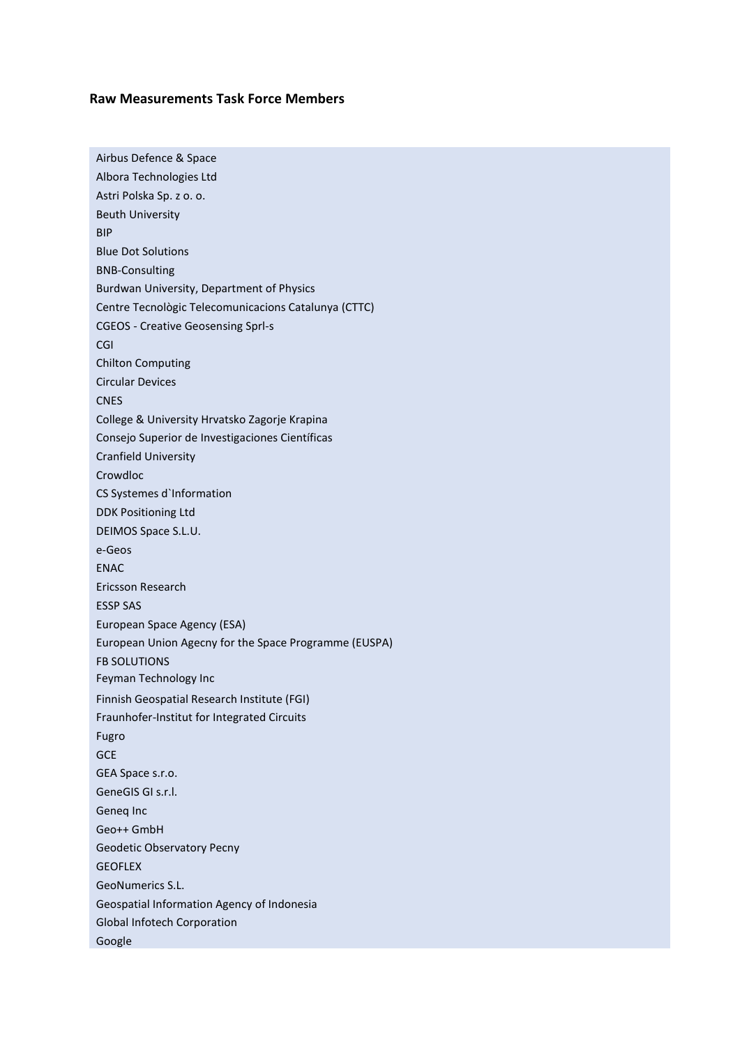**Raw Measurements Task Force Members**

- Airbus Defence & Space
- Albora Technologies Ltd
- Astri Polska Sp. z o. o.
- Beuth University
- BIP
- Blue Dot Solutions
- BNB-Consulting
- Burdwan University, Department of Physics
- Centre Tecnològic Telecomunicacions Catalunya (CTTC)
- CGEOS - Creative Geosensing Sprl-s
- CGI
- Chilton Computing
- Circular Devices
- CNES
- College & University Hrvatsko Zagorje Krapina
- Consejo Superior de Investigaciones Científicas
- Cranfield University
- Crowdloc
- CS Systemes d`Information
- DDK Positioning Ltd
- DEIMOS Space S.L.U.
- e-Geos
- ENAC
- Ericsson Research
- ESSP SAS
- European Space Agency (ESA)
- European Union Agecny for the Space Programme (EUSPA)
- FB SOLUTIONS
- Feyman Technology Inc
- Finnish Geospatial Research Institute (FGI)
- Fraunhofer-Institut for Integrated Circuits
- Fugro
- GCE
- GEA Space s.r.o.
- GeneGIS GI s.r.l.
- Geneq Inc
- Geo++ GmbH
- Geodetic Observatory Pecny
- GEOFLEX
- GeoNumerics S.L.
- Geospatial Information Agency of Indonesia
- Global Infotech Corporation
- Google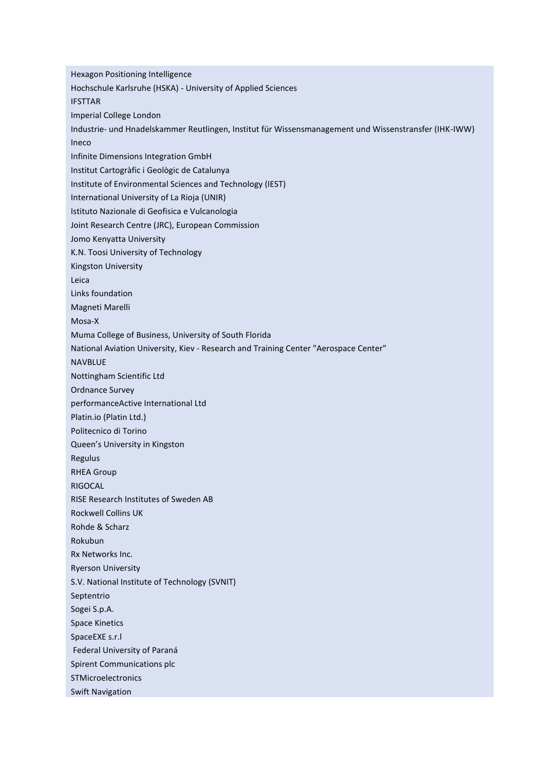Hexagon Positioning Intelligence

Hochschule Karlsruhe (HSKA) - University of Applied Sciences

IFSTTAR

Imperial College London

Industrie- und Hnadelskammer Reutlingen, Institut für Wissensmanagement und Wissenstransfer (IHK-IWW)

Ineco

Infinite Dimensions Integration GmbH

Institut Cartogràfic i Geològic de Catalunya

Institute of Environmental Sciences and Technology (IEST)

International University of La Rioja (UNIR)

Istituto Nazionale di Geofisica e Vulcanologia

Joint Research Centre (JRC), European Commission

Jomo Kenyatta University

K.N. Toosi University of Technology

Kingston University

Leica

Links foundation

Magneti Marelli

Mosa-X

Muma College of Business, University of South Florida

National Aviation University, Kiev - Research and Training Center "Aerospace Center"

NAVBLUE

Nottingham Scientific Ltd

Ordnance Survey

performanceActive International Ltd

Platin.io (Platin Ltd.)

Politecnico di Torino

Queen’s University in Kingston

Regulus

RHEA Group

RIGOCAL

RISE Research Institutes of Sweden AB

Rockwell Collins UK

Rohde & Scharz

Rokubun

Rx Networks Inc.

Ryerson University

S.V. National Institute of Technology (SVNIT)

Septentrio

Sogei S.p.A.

Space Kinetics

SpaceEXE s.r.l

Federal University of Paraná

Spirent Communications plc

STMicroelectronics

Swift Navigation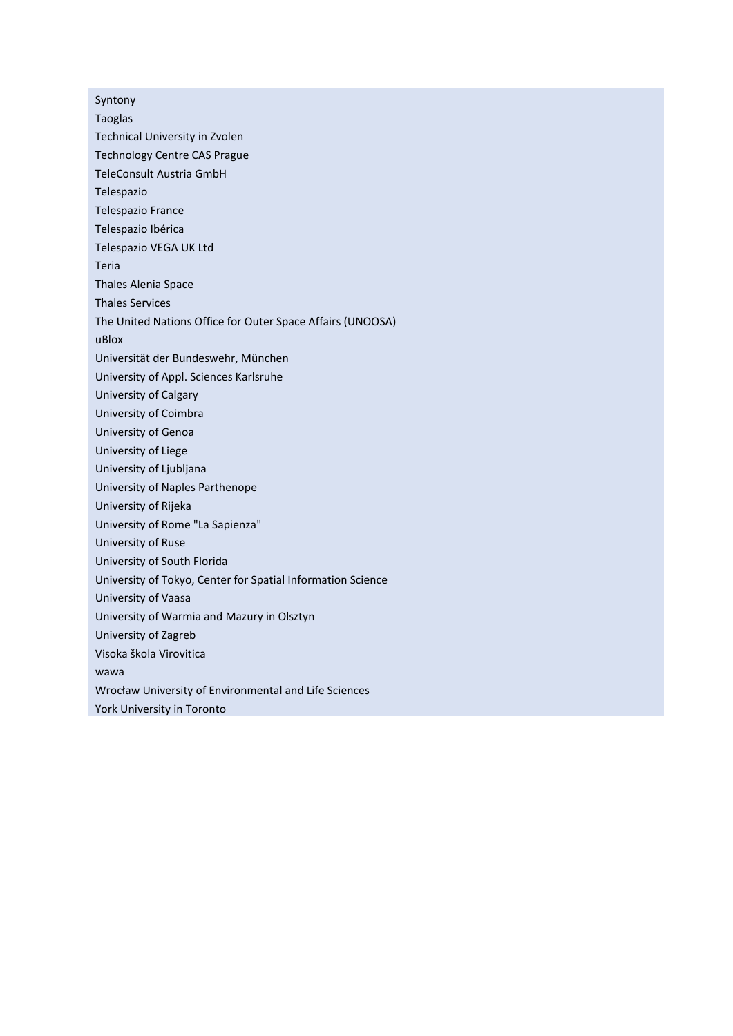Syntony
Taoglas
Technical University in Zvolen
Technology Centre CAS Prague
TeleConsult Austria GmbH
Telespazio
Telespazio France
Telespazio Ibérica
Telespazio VEGA UK Ltd
Teria
Thales Alenia Space
Thales Services
The United Nations Office for Outer Space Affairs (UNOOSA)
uBlox
Universität der Bundeswehr, München
University of Appl. Sciences Karlsruhe
University of Calgary
University of Coimbra
University of Genoa
University of Liege
University of Ljubljana
University of Naples Parthenope
University of Rijeka
University of Rome "La Sapienza"
University of Ruse
University of South Florida
University of Tokyo, Center for Spatial Information Science
University of Vaasa
University of Warmia and Mazury in Olsztyn
University of Zagreb
Visoka škola Virovitica
wawa
Wrocław University of Environmental and Life Sciences
York University in Toronto